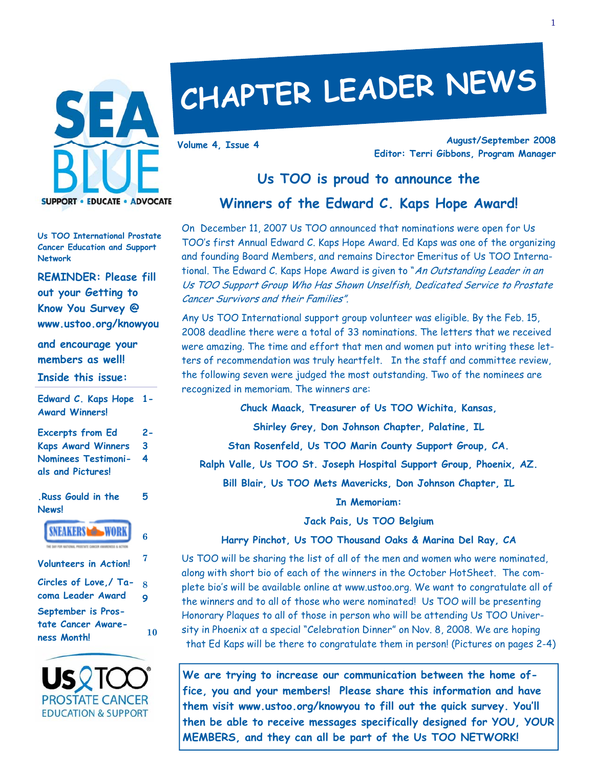# CHAPTER LEADER NEWS

**Volume 4, Issue 4**

**August/September 2008**
**Editor: Terri Gibbons, Program Manager**

**Us TOO International Prostate Cancer Education and Support Network**

**REMINDER: Please fill out your Getting to Know You Survey @ www.ustoo.org/knowyou**

**and encourage your members as well!**

**Inside this issue:**

| | |
|---|---|
| Edward C. Kaps Hope Award Winners! | 1- |
| Excerpts from Ed Kaps Award Winners Nominees Testimonials and Pictures! | 2-3 4 |
| .Russ Gould in the News! | 5 |
| SNEAKERS WORK | 6 |
| Volunteers in Action! | 7 |
| Circles of Love,/ Tacoma Leader Award | 8 9 |
| September is Prostate Cancer Awareness Month! | 10 |

## Us TOO is proud to announce the Winners of the Edward C. Kaps Hope Award!

On December 11, 2007 Us TOO announced that nominations were open for Us TOO's first Annual Edward C. Kaps Hope Award. Ed Kaps was one of the organizing and founding Board Members, and remains Director Emeritus of Us TOO International. The Edward C. Kaps Hope Award is given to "*An Outstanding Leader in an Us TOO Support Group Who Has Shown Unselfish, Dedicated Service to Prostate Cancer Survivors and their Families".*

Any Us TOO International support group volunteer was eligible. By the Feb. 15, 2008 deadline there were a total of 33 nominations. The letters that we received were amazing. The time and effort that men and women put into writing these letters of recommendation was truly heartfelt. In the staff and committee review, the following seven were judged the most outstanding. Two of the nominees are recognized in memoriam. The winners are:

**Chuck Maack, Treasurer of Us TOO Wichita, Kansas,**

**Shirley Grey, Don Johnson Chapter, Palatine, IL**

**Stan Rosenfeld, Us TOO Marin County Support Group, CA.**

**Ralph Valle, Us TOO St. Joseph Hospital Support Group, Phoenix, AZ.**

**Bill Blair, Us TOO Mets Mavericks, Don Johnson Chapter, IL**

**In Memoriam:**

**Jack Pais, Us TOO Belgium**

**Harry Pinchot, Us TOO Thousand Oaks & Marina Del Ray, CA**

Us TOO will be sharing the list of all of the men and women who were nominated, along with short bio of each of the winners in the October HotSheet. The complete bio's will be available online at www.ustoo.org. We want to congratulate all of the winners and to all of those who were nominated! Us TOO will be presenting Honorary Plaques to all of those in person who will be attending Us TOO University in Phoenix at a special "Celebration Dinner" on Nov. 8, 2008. We are hoping that Ed Kaps will be there to congratulate them in person! (Pictures on pages 2-4)

**We are trying to increase our communication between the home office, you and your members! Please share this information and have them visit www.ustoo.org/knowyou to fill out the quick survey. You'll then be able to receive messages specifically designed for YOU, YOUR MEMBERS, and they can all be part of the Us TOO NETWORK!**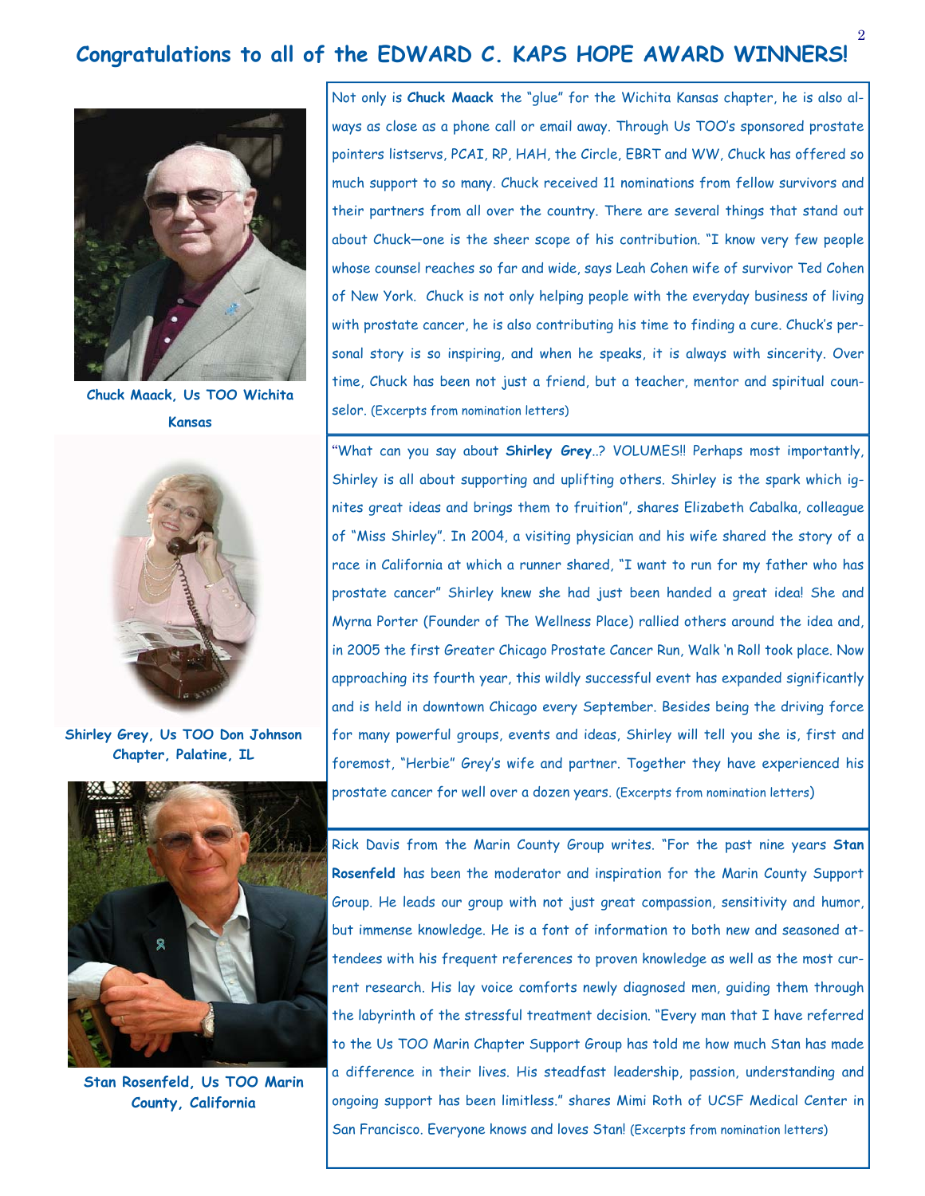# Congratulations to all of the EDWARD C. KAPS HOPE AWARD WINNERS!

**Chuck Maack, Us TOO Wichita Kansas**

Not only is **Chuck Maack** the "glue" for the Wichita Kansas chapter, he is also always as close as a phone call or email away. Through Us TOO's sponsored prostate pointers listservs, PCAI, RP, HAH, the Circle, EBRT and WW, Chuck has offered so much support to so many. Chuck received 11 nominations from fellow survivors and their partners from all over the country. There are several things that stand out about Chuck—one is the sheer scope of his contribution. "I know very few people whose counsel reaches so far and wide, says Leah Cohen wife of survivor Ted Cohen of New York. Chuck is not only helping people with the everyday business of living with prostate cancer, he is also contributing his time to finding a cure. Chuck's personal story is so inspiring, and when he speaks, it is always with sincerity. Over time, Chuck has been not just a friend, but a teacher, mentor and spiritual counselor. (Excerpts from nomination letters)

**Shirley Grey, Us TOO Don Johnson Chapter, Palatine, IL**

"What can you say about **Shirley Grey**..? VOLUMES!! Perhaps most importantly, Shirley is all about supporting and uplifting others. Shirley is the spark which ignites great ideas and brings them to fruition", shares Elizabeth Cabalka, colleague of "Miss Shirley". In 2004, a visiting physician and his wife shared the story of a race in California at which a runner shared, "I want to run for my father who has prostate cancer" Shirley knew she had just been handed a great idea! She and Myrna Porter (Founder of The Wellness Place) rallied others around the idea and, in 2005 the first Greater Chicago Prostate Cancer Run, Walk 'n Roll took place. Now approaching its fourth year, this wildly successful event has expanded significantly and is held in downtown Chicago every September. Besides being the driving force for many powerful groups, events and ideas, Shirley will tell you she is, first and foremost, "Herbie" Grey's wife and partner. Together they have experienced his prostate cancer for well over a dozen years. (Excerpts from nomination letters)

**Stan Rosenfeld, Us TOO Marin County, California**

Rick Davis from the Marin County Group writes. "For the past nine years **Stan Rosenfeld** has been the moderator and inspiration for the Marin County Support Group. He leads our group with not just great compassion, sensitivity and humor, but immense knowledge. He is a font of information to both new and seasoned attendees with his frequent references to proven knowledge as well as the most current research. His lay voice comforts newly diagnosed men, guiding them through the labyrinth of the stressful treatment decision. "Every man that I have referred to the Us TOO Marin Chapter Support Group has told me how much Stan has made a difference in their lives. His steadfast leadership, passion, understanding and ongoing support has been limitless." shares Mimi Roth of UCSF Medical Center in San Francisco. Everyone knows and loves Stan! (Excerpts from nomination letters)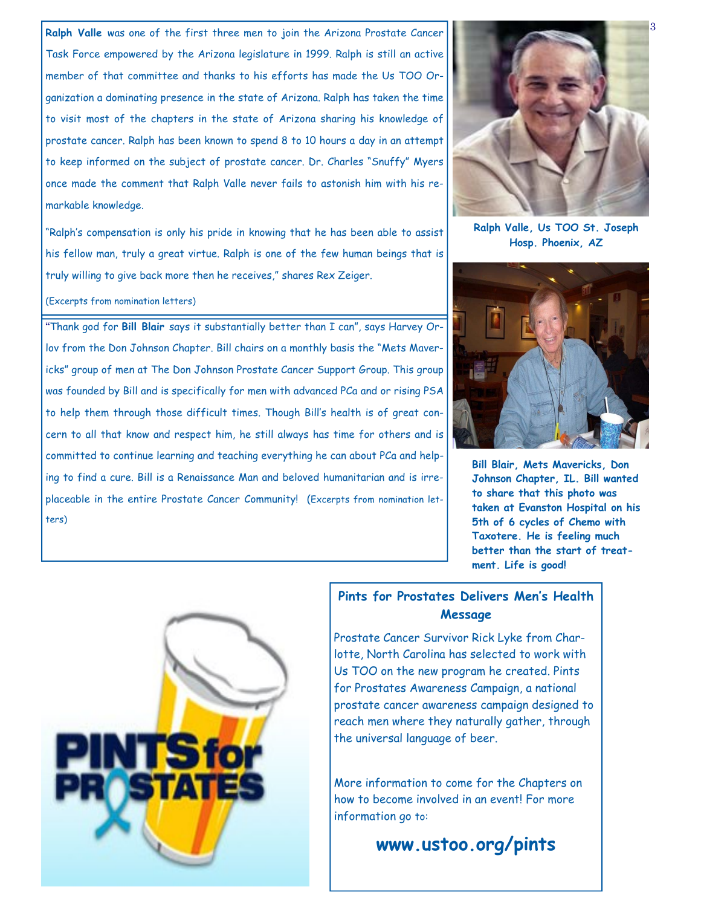**Ralph Valle** was one of the first three men to join the Arizona Prostate Cancer Task Force empowered by the Arizona legislature in 1999. Ralph is still an active member of that committee and thanks to his efforts has made the Us TOO Organization a dominating presence in the state of Arizona. Ralph has taken the time to visit most of the chapters in the state of Arizona sharing his knowledge of prostate cancer. Ralph has been known to spend 8 to 10 hours a day in an attempt to keep informed on the subject of prostate cancer. Dr. Charles "Snuffy" Myers once made the comment that Ralph Valle never fails to astonish him with his remarkable knowledge.

"Ralph's compensation is only his pride in knowing that he has been able to assist his fellow man, truly a great virtue. Ralph is one of the few human beings that is truly willing to give back more then he receives," shares Rex Zeiger.

(Excerpts from nomination letters)

**Ralph Valle, Us TOO St. Joseph Hosp. Phoenix, AZ**

"Thank god for **Bill Blair** says it substantially better than I can", says Harvey Orlov from the Don Johnson Chapter. Bill chairs on a monthly basis the "Mets Mavericks" group of men at The Don Johnson Prostate Cancer Support Group. This group was founded by Bill and is specifically for men with advanced PCa and or rising PSA to help them through those difficult times. Though Bill's health is of great concern to all that know and respect him, he still always has time for others and is committed to continue learning and teaching everything he can about PCa and helping to find a cure. Bill is a Renaissance Man and beloved humanitarian and is irreplaceable in the entire Prostate Cancer Community! (Excerpts from nomination letters)

**Bill Blair, Mets Mavericks, Don Johnson Chapter, IL. Bill wanted to share that this photo was taken at Evanston Hospital on his 5th of 6 cycles of Chemo with Taxotere. He is feeling much better than the start of treatment. Life is good!**

## Pints for Prostates Delivers Men's Health Message

Prostate Cancer Survivor Rick Lyke from Charlotte, North Carolina has selected to work with Us TOO on the new program he created. Pints for Prostates Awareness Campaign, a national prostate cancer awareness campaign designed to reach men where they naturally gather, through the universal language of beer.

More information to come for the Chapters on how to become involved in an event! For more information go to:

**www.ustoo.org/pints**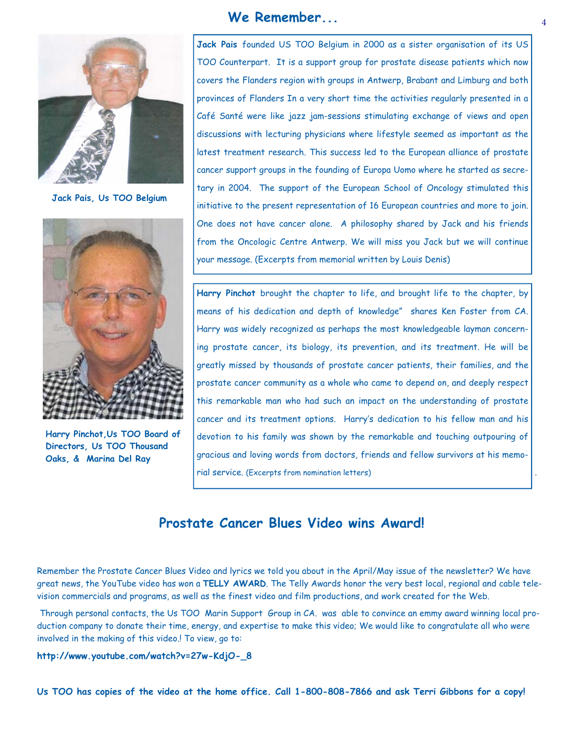## We Remember...

Jack Pais, Us TOO Belgium

**Jack Pais** founded US TOO Belgium in 2000 as a sister organisation of its US TOO Counterpart. It is a support group for prostate disease patients which now covers the Flanders region with groups in Antwerp, Brabant and Limburg and both provinces of Flanders In a very short time the activities regularly presented in a Café Santé were like jazz jam-sessions stimulating exchange of views and open discussions with lecturing physicians where lifestyle seemed as important as the latest treatment research. This success led to the European alliance of prostate cancer support groups in the founding of Europa Uomo where he started as secretary in 2004. The support of the European School of Oncology stimulated this initiative to the present representation of 16 European countries and more to join. One does not have cancer alone. A philosophy shared by Jack and his friends from the Oncologic Centre Antwerp. We will miss you Jack but we will continue your message. (Excerpts from memorial written by Louis Denis)

Harry Pinchot, Us TOO Board of Directors, Us TOO Thousand Oaks, & Marina Del Ray

**Harry Pinchot** brought the chapter to life, and brought life to the chapter, by means of his dedication and depth of knowledge" shares Ken Foster from CA. Harry was widely recognized as perhaps the most knowledgeable layman concerning prostate cancer, its biology, its prevention, and its treatment. He will be greatly missed by thousands of prostate cancer patients, their families, and the prostate cancer community as a whole who came to depend on, and deeply respect this remarkable man who had such an impact on the understanding of prostate cancer and its treatment options. Harry's dedication to his fellow man and his devotion to his family was shown by the remarkable and touching outpouring of gracious and loving words from doctors, friends and fellow survivors at his memorial service. (Excerpts from nomination letters)

## Prostate Cancer Blues Video wins Award!

Remember the Prostate Cancer Blues Video and lyrics we told you about in the April/May issue of the newsletter? We have great news, the YouTube video has won a **TELLY AWARD**. The Telly Awards honor the very best local, regional and cable television commercials and programs, as well as the finest video and film productions, and work created for the Web.

Through personal contacts, the Us TOO Marin Support Group in CA. was able to convince an emmy award winning local production company to donate their time, energy, and expertise to make this video; We would like to congratulate all who were involved in the making of this video.! To view, go to:

**http://www.youtube.com/watch?v=27w-KdjO-_8**

**Us TOO has copies of the video at the home office. Call 1-800-808-7866 and ask Terri Gibbons for a copy!**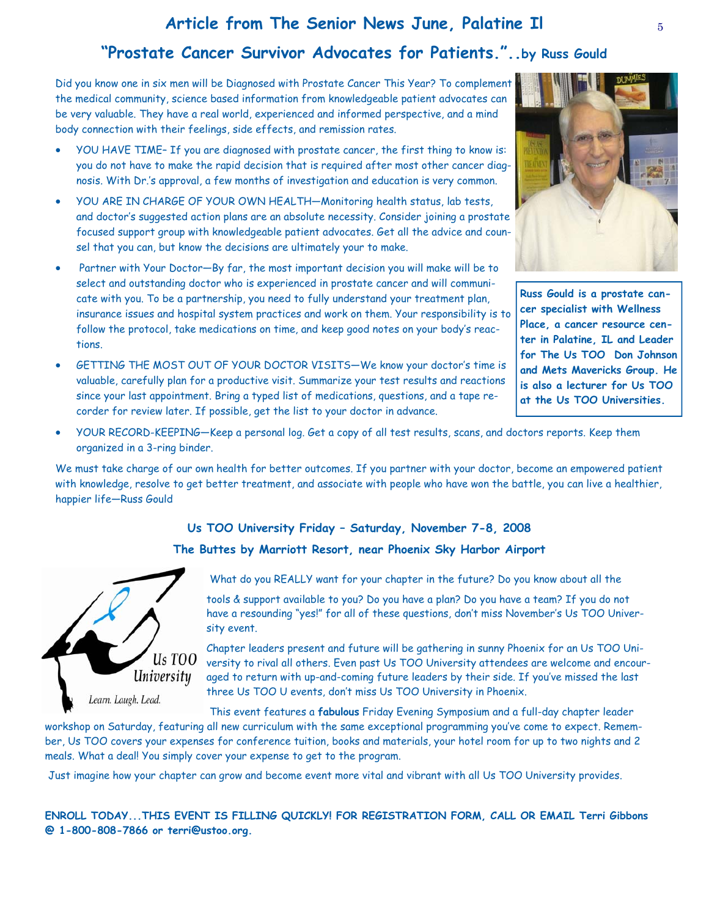## Article from The Senior News June, Palatine Il

### "Prostate Cancer Survivor Advocates for Patients."..by Russ Gould

Did you know one in six men will be Diagnosed with Prostate Cancer This Year? To complement the medical community, science based information from knowledgeable patient advocates can be very valuable. They have a real world, experienced and informed perspective, and a mind body connection with their feelings, side effects, and remission rates.

- YOU HAVE TIME– If you are diagnosed with prostate cancer, the first thing to know is: you do not have to make the rapid decision that is required after most other cancer diagnosis. With Dr.'s approval, a few months of investigation and education is very common.
- YOU ARE IN CHARGE OF YOUR OWN HEALTH—Monitoring health status, lab tests, and doctor's suggested action plans are an absolute necessity. Consider joining a prostate focused support group with knowledgeable patient advocates. Get all the advice and counsel that you can, but know the decisions are ultimately your to make.
- Partner with Your Doctor—By far, the most important decision you will make will be to select and outstanding doctor who is experienced in prostate cancer and will communicate with you. To be a partnership, you need to fully understand your treatment plan, insurance issues and hospital system practices and work on them. Your responsibility is to follow the protocol, take medications on time, and keep good notes on your body's reactions.
- GETTING THE MOST OUT OF YOUR DOCTOR VISITS—We know your doctor's time is valuable, carefully plan for a productive visit. Summarize your test results and reactions since your last appointment. Bring a typed list of medications, questions, and a tape recorder for review later. If possible, get the list to your doctor in advance.
- YOUR RECORD-KEEPING—Keep a personal log. Get a copy of all test results, scans, and doctors reports. Keep them organized in a 3-ring binder.

**Russ Gould is a prostate cancer specialist with Wellness Place, a cancer resource center in Palatine, IL and Leader for The Us TOO Don Johnson and Mets Mavericks Group. He is also a lecturer for Us TOO at the Us TOO Universities.**

We must take charge of our own health for better outcomes. If you partner with your doctor, become an empowered patient with knowledge, resolve to get better treatment, and associate with people who have won the battle, you can live a healthier, happier life—Russ Gould

**Us TOO University Friday – Saturday, November 7-8, 2008**

**The Buttes by Marriott Resort, near Phoenix Sky Harbor Airport**

Us TOO University

Learn. Laugh. Lead.

What do you REALLY want for your chapter in the future? Do you know about all the tools & support available to you? Do you have a plan? Do you have a team? If you do not have a resounding "yes!" for all of these questions, don't miss November's Us TOO University event.

Chapter leaders present and future will be gathering in sunny Phoenix for an Us TOO University to rival all others. Even past Us TOO University attendees are welcome and encouraged to return with up-and-coming future leaders by their side. If you've missed the last three Us TOO U events, don't miss Us TOO University in Phoenix.

This event features a **fabulous** Friday Evening Symposium and a full-day chapter leader workshop on Saturday, featuring all new curriculum with the same exceptional programming you've come to expect. Remember, Us TOO covers your expenses for conference tuition, books and materials, your hotel room for up to two nights and 2 meals. What a deal! You simply cover your expense to get to the program.

Just imagine how your chapter can grow and become event more vital and vibrant with all Us TOO University provides.

**ENROLL TODAY...THIS EVENT IS FILLING QUICKLY! FOR REGISTRATION FORM, CALL OR EMAIL Terri Gibbons @ 1-800-808-7866 or terri@ustoo.org.**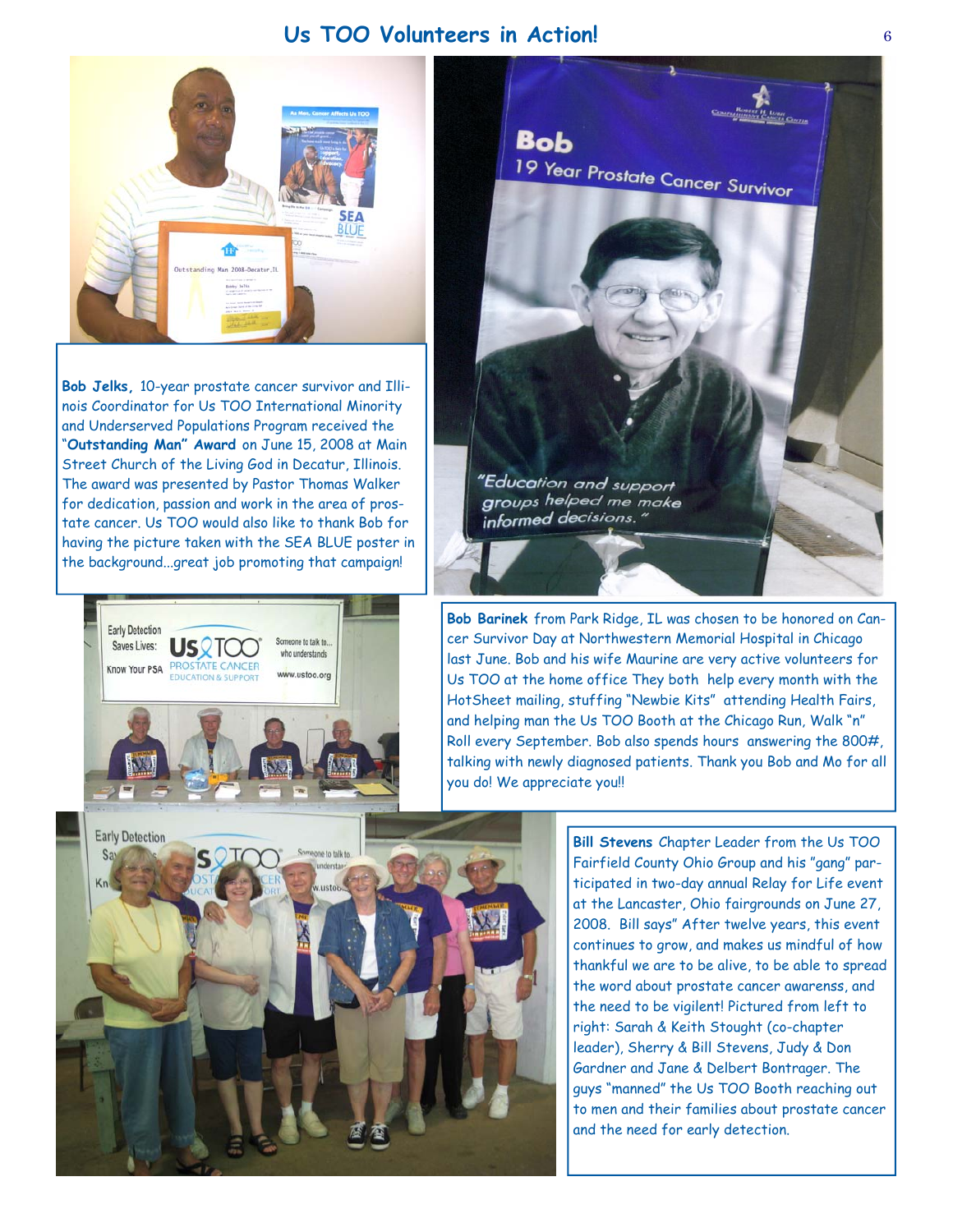## Us TOO Volunteers in Action!

**Bob Jelks,** 10-year prostate cancer survivor and Illinois Coordinator for Us TOO International Minority and Underserved Populations Program received the "**Outstanding Man" Award** on June 15, 2008 at Main Street Church of the Living God in Decatur, Illinois. The award was presented by Pastor Thomas Walker for dedication, passion and work in the area of prostate cancer. Us TOO would also like to thank Bob for having the picture taken with the SEA BLUE poster in the background...great job promoting that campaign!

**Bob Barinek** from Park Ridge, IL was chosen to be honored on Cancer Survivor Day at Northwestern Memorial Hospital in Chicago last June. Bob and his wife Maurine are very active volunteers for Us TOO at the home office They both help every month with the HotSheet mailing, stuffing "Newbie Kits" attending Health Fairs, and helping man the Us TOO Booth at the Chicago Run, Walk "n" Roll every September. Bob also spends hours answering the 800#, talking with newly diagnosed patients. Thank you Bob and Mo for all you do! We appreciate you!!

**Bill Stevens** Chapter Leader from the Us TOO Fairfield County Ohio Group and his "gang" participated in two-day annual Relay for Life event at the Lancaster, Ohio fairgrounds on June 27, 2008. Bill says" After twelve years, this event continues to grow, and makes us mindful of how thankful we are to be alive, to be able to spread the word about prostate cancer awarenss, and the need to be vigilent! Pictured from left to right: Sarah & Keith Stought (co-chapter leader), Sherry & Bill Stevens, Judy & Don Gardner and Jane & Delbert Bontrager. The guys "manned" the Us TOO Booth reaching out to men and their families about prostate cancer and the need for early detection.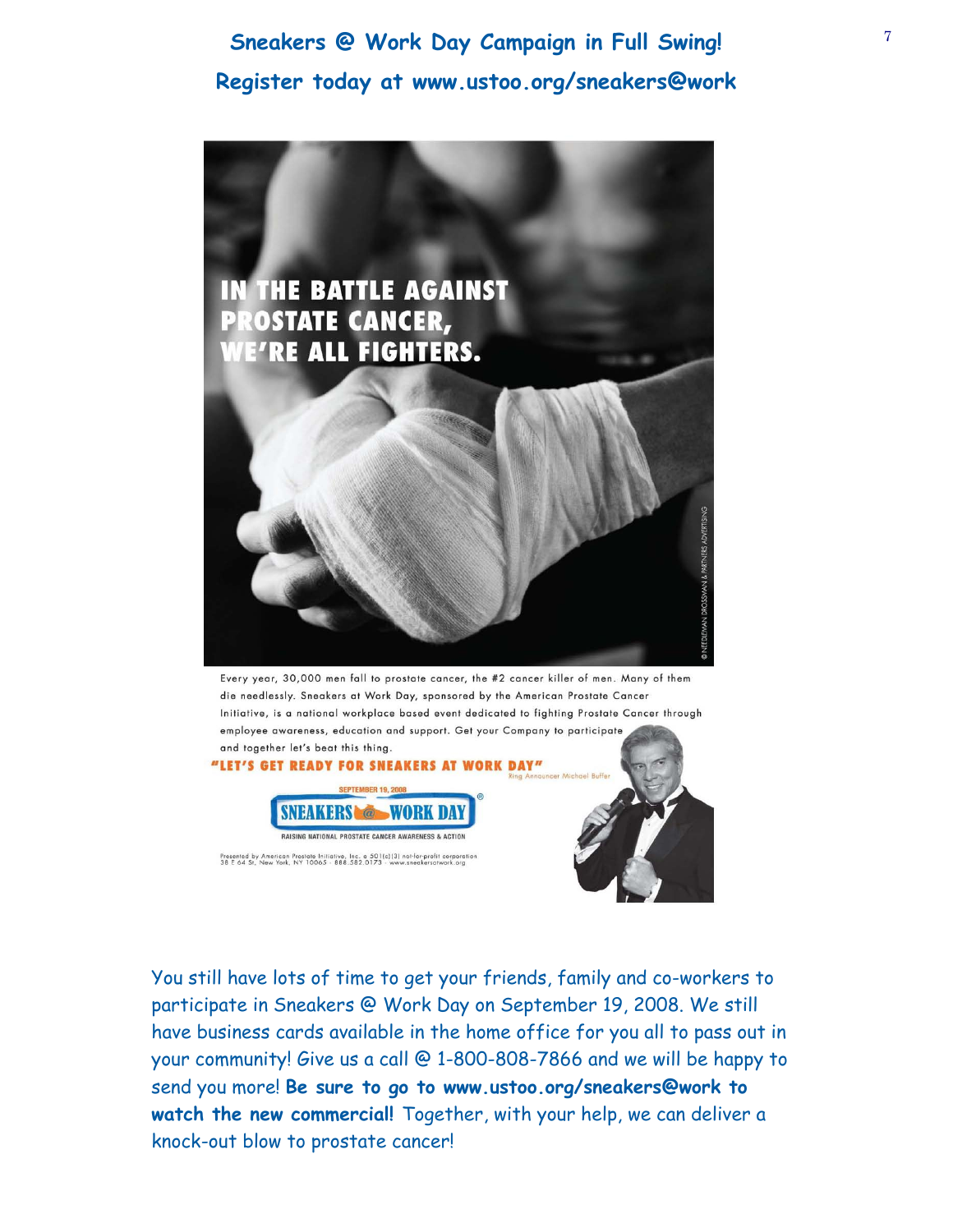## Sneakers @ Work Day Campaign in Full Swing!

## Register today at www.ustoo.org/sneakers@work

IN THE BATTLE AGAINST PROSTATE CANCER, WE'RE ALL FIGHTERS.

Every year, 30,000 men fall to prostate cancer, the #2 cancer killer of men. Many of them die needlessly. Sneakers at Work Day, sponsored by the American Prostate Cancer Initiative, is a national workplace based event dedicated to fighting Prostate Cancer through employee awareness, education and support. Get your Company to participate and together let's beat this thing.

**"LET'S GET READY FOR SNEAKERS AT WORK DAY"** Ring Announcer Michael Buffer

SEPTEMBER 19, 2008

SNEAKERS @ WORK DAY®

RAISING NATIONAL PROSTATE CANCER AWARENESS & ACTION

Presented by American Prostate Initiative, Inc. a 501(c)(3) not-for-profit corporation
38 E 64 St, New York, NY 10065 · 888.582.0173 · www.sneakersatwork.org

© NEEDLEMAN DROSSMAN & PARTNERS ADVERTISING

You still have lots of time to get your friends, family and co-workers to participate in Sneakers @ Work Day on September 19, 2008. We still have business cards available in the home office for you all to pass out in your community! Give us a call @ 1-800-808-7866 and we will be happy to send you more! **Be sure to go to www.ustoo.org/sneakers@work to watch the new commercial!** Together, with your help, we can deliver a knock-out blow to prostate cancer!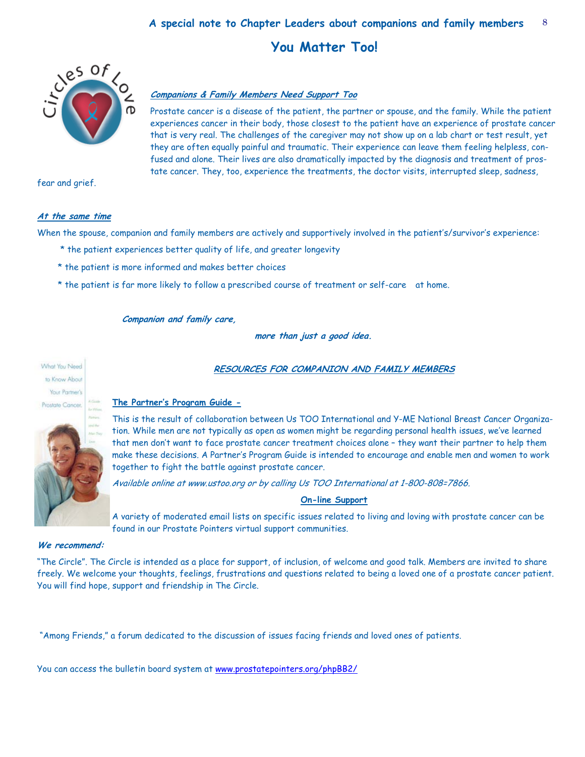## A special note to Chapter Leaders about companions and family members

# You Matter Too!

***Companions & Family Members Need Support Too***

Prostate cancer is a disease of the patient, the partner or spouse, and the family. While the patient experiences cancer in their body, those closest to the patient have an experience of prostate cancer that is very real. The challenges of the caregiver may not show up on a lab chart or test result, yet they are often equally painful and traumatic. Their experience can leave them feeling helpless, confused and alone. Their lives are also dramatically impacted by the diagnosis and treatment of prostate cancer. They, too, experience the treatments, the doctor visits, interrupted sleep, sadness, fear and grief.

***At the same time***

When the spouse, companion and family members are actively and supportively involved in the patient's/survivor's experience:

* the patient experiences better quality of life, and greater longevity
* the patient is more informed and makes better choices
* the patient is far more likely to follow a prescribed course of treatment or self-care at home.

***Companion and family care,***

***more than just a good idea.***

***RESOURCES FOR COMPANION AND FAMILY MEMBERS***

**The Partner's Program Guide -**

This is the result of collaboration between Us TOO International and Y-ME National Breast Cancer Organization. While men are not typically as open as women might be regarding personal health issues, we've learned that men don't want to face prostate cancer treatment choices alone – they want their partner to help them make these decisions. A Partner's Program Guide is intended to encourage and enable men and women to work together to fight the battle against prostate cancer.

*Available online at www.ustoo.org or by calling Us TOO International at 1-800-808=7866.*

**On-line Support**

A variety of moderated email lists on specific issues related to living and loving with prostate cancer can be found in our Prostate Pointers virtual support communities.

***We recommend:***

"The Circle". The Circle is intended as a place for support, of inclusion, of welcome and good talk. Members are invited to share freely. We welcome your thoughts, feelings, frustrations and questions related to being a loved one of a prostate cancer patient. You will find hope, support and friendship in The Circle.

"Among Friends," a forum dedicated to the discussion of issues facing friends and loved ones of patients.

You can access the bulletin board system at www.prostatepointers.org/phpBB2/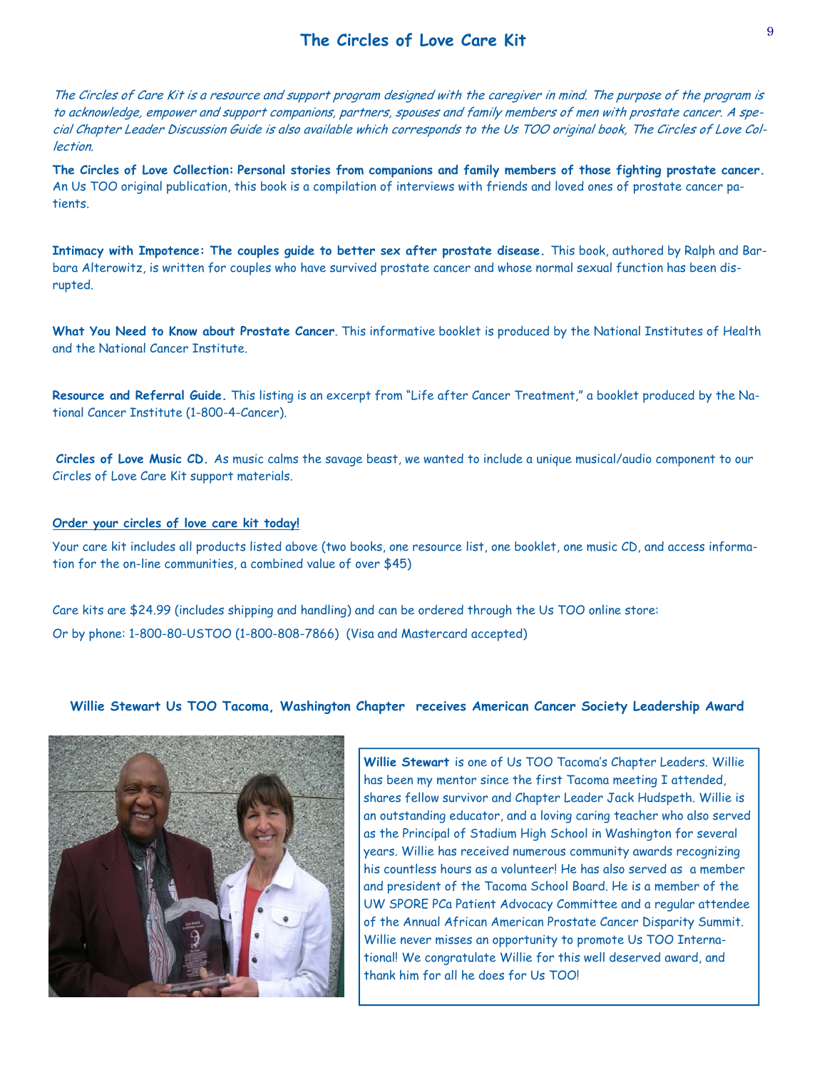## The Circles of Love Care Kit

*The Circles of Care Kit is a resource and support program designed with the caregiver in mind. The purpose of the program is to acknowledge, empower and support companions, partners, spouses and family members of men with prostate cancer. A special Chapter Leader Discussion Guide is also available which corresponds to the Us TOO original book, The Circles of Love Collection.*

**The Circles of Love Collection: Personal stories from companions and family members of those fighting prostate cancer.** An Us TOO original publication, this book is a compilation of interviews with friends and loved ones of prostate cancer patients.

**Intimacy with Impotence: The couples guide to better sex after prostate disease.** This book, authored by Ralph and Barbara Alterowitz, is written for couples who have survived prostate cancer and whose normal sexual function has been disrupted.

**What You Need to Know about Prostate Cancer**. This informative booklet is produced by the National Institutes of Health and the National Cancer Institute.

**Resource and Referral Guide.** This listing is an excerpt from "Life after Cancer Treatment," a booklet produced by the National Cancer Institute (1-800-4-Cancer).

**Circles of Love Music CD.** As music calms the savage beast, we wanted to include a unique musical/audio component to our Circles of Love Care Kit support materials.

**Order your circles of love care kit today!**

Your care kit includes all products listed above (two books, one resource list, one booklet, one music CD, and access information for the on-line communities, a combined value of over $45)

Care kits are $24.99 (includes shipping and handling) and can be ordered through the Us TOO online store:
Or by phone: 1-800-80-USTOO (1-800-808-7866) (Visa and Mastercard accepted)

### Willie Stewart Us TOO Tacoma, Washington Chapter receives American Cancer Society Leadership Award

**Willie Stewart** is one of Us TOO Tacoma's Chapter Leaders. Willie has been my mentor since the first Tacoma meeting I attended, shares fellow survivor and Chapter Leader Jack Hudspeth. Willie is an outstanding educator, and a loving caring teacher who also served as the Principal of Stadium High School in Washington for several years. Willie has received numerous community awards recognizing his countless hours as a volunteer! He has also served as a member and president of the Tacoma School Board. He is a member of the UW SPORE PCa Patient Advocacy Committee and a regular attendee of the Annual African American Prostate Cancer Disparity Summit. Willie never misses an opportunity to promote Us TOO International! We congratulate Willie for this well deserved award, and thank him for all he does for Us TOO!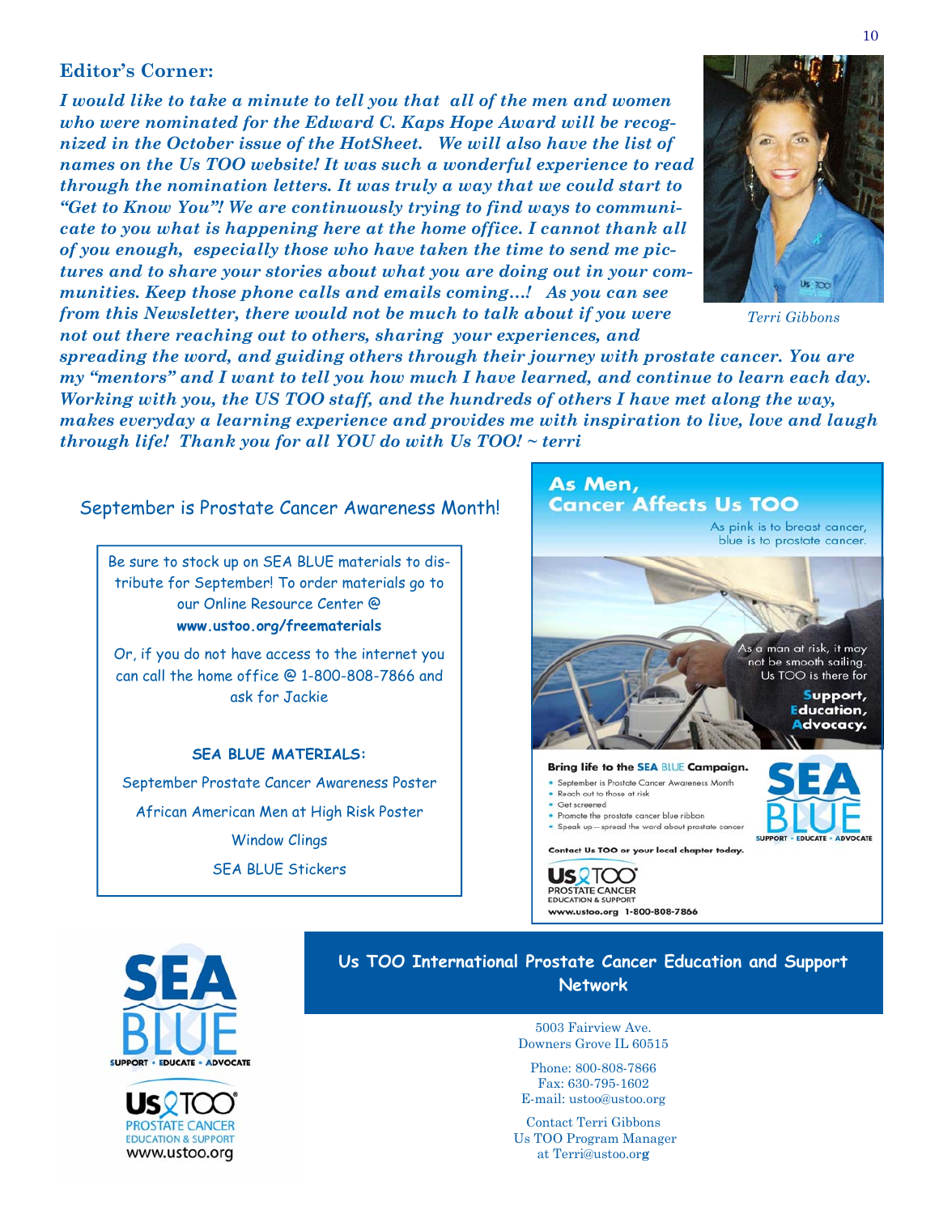## Editor's Corner:

*I would like to take a minute to tell you that all of the men and women who were nominated for the Edward C. Kaps Hope Award will be recognized in the October issue of the HotSheet. We will also have the list of names on the Us TOO website! It was such a wonderful experience to read through the nomination letters. It was truly a way that we could start to "Get to Know You"! We are continuously trying to find ways to communicate to you what is happening here at the home office. I cannot thank all of you enough, especially those who have taken the time to send me pictures and to share your stories about what you are doing out in your communities. Keep those phone calls and emails coming…! As you can see from this Newsletter, there would not be much to talk about if you were not out there reaching out to others, sharing your experiences, and spreading the word, and guiding others through their journey with prostate cancer. You are my "mentors" and I want to tell you how much I have learned, and continue to learn each day. Working with you, the US TOO staff, and the hundreds of others I have met along the way, makes everyday a learning experience and provides me with inspiration to live, love and laugh through life! Thank you for all YOU do with Us TOO! ~ terri*

*Terri Gibbons*

### September is Prostate Cancer Awareness Month!

Be sure to stock up on SEA BLUE materials to distribute for September! To order materials go to our Online Resource Center @ **www.ustoo.org/freematerials**

Or, if you do not have access to the internet you can call the home office @ 1-800-808-7866 and ask for Jackie

**SEA BLUE MATERIALS:**

September Prostate Cancer Awareness Poster

African American Men at High Risk Poster

Window Clings

SEA BLUE Stickers

**As Men, Cancer Affects Us TOO**

As pink is to breast cancer, blue is to prostate cancer.

As a man at risk, it may not be smooth sailing. Us TOO is there for **Support, Education, Advocacy.**

**Bring life to the SEA BLUE Campaign.**

- September is Prostate Cancer Awareness Month
- Reach out to those at risk
- Get screened
- Promote the prostate cancer blue ribbon
- Speak up — spread the word about prostate cancer

**Contact Us TOO or your local chapter today.**

SEA BLUE — SUPPORT • EDUCATE • ADVOCATE

Us TOO PROSTATE CANCER EDUCATION & SUPPORT
www.ustoo.org 1-800-808-7866

SEA BLUE — SUPPORT • EDUCATE • ADVOCATE

Us TOO PROSTATE CANCER EDUCATION & SUPPORT
www.ustoo.org

### Us TOO International Prostate Cancer Education and Support Network

5003 Fairview Ave.
Downers Grove IL 60515

Phone: 800-808-7866
Fax: 630-795-1602
E-mail: ustoo@ustoo.org

Contact Terri Gibbons
Us TOO Program Manager
at Terri@ustoo.org